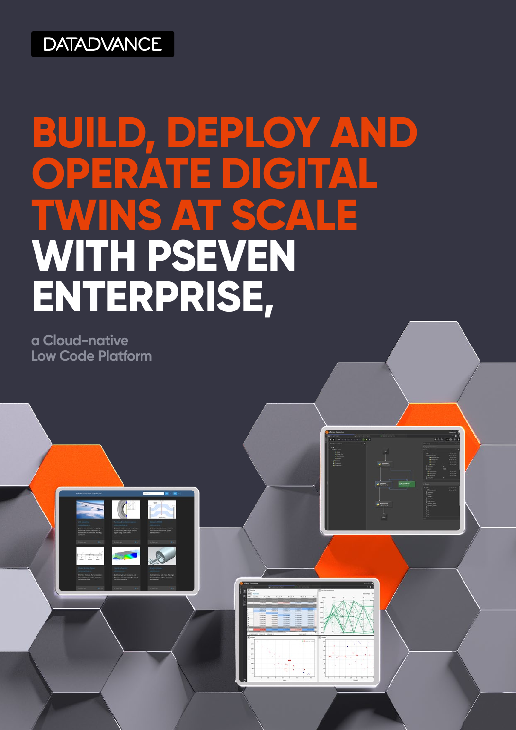DATADVANCE

# BUILD, DEPLOY AND OPERATE DIGITAL TWINS AT SCALE WITH PSEVEN ENTERPRISE,

a Cloud-native Low Code Platform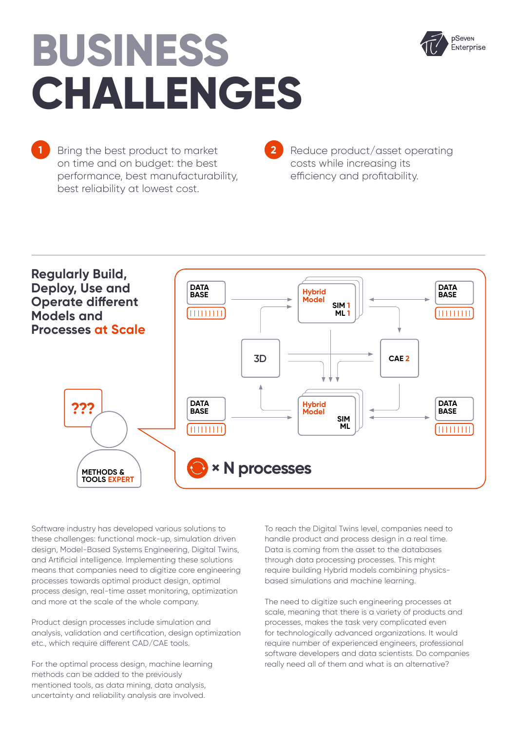# BUSINESS CHALLENGES

1. Bring the best product to market on time and on budget: the best performance, best manufacturability, best reliability at lowest cost.

2. Reduce product/asset operating costs while increasing its efficiency and profitability.

## Regularly Build, Deploy, Use and Operate different Models and Processes at Scale

DATA BASE — Hybrid Model SIM 1 ML 1 — DATA BASE

3D — CAE 2

DATA BASE — Hybrid Model SIM ML — DATA BASE

× N processes

??? METHODS & TOOLS EXPERT

Software industry has developed various solutions to these challenges: functional mock-up, simulation driven design, Model-Based Systems Engineering, Digital Twins, and Artificial intelligence. Implementing these solutions means that companies need to digitize core engineering processes towards optimal product design, optimal process design, real-time asset monitoring, optimization and more at the scale of the whole company.

Product design processes include simulation and analysis, validation and certification, design optimization etc., which require different CAD/CAE tools.

For the optimal process design, machine learning methods can be added to the previously mentioned tools, as data mining, data analysis, uncertainty and reliability analysis are involved.

To reach the Digital Twins level, companies need to handle product and process design in a real time. Data is coming from the asset to the databases through data processing processes. This might require building Hybrid models combining physics-based simulations and machine learning.

The need to digitize such engineering processes at scale, meaning that there is a variety of products and processes, makes the task very complicated even for technologically advanced organizations. It would require number of experienced engineers, professional software developers and data scientists. Do companies really need all of them and what is an alternative?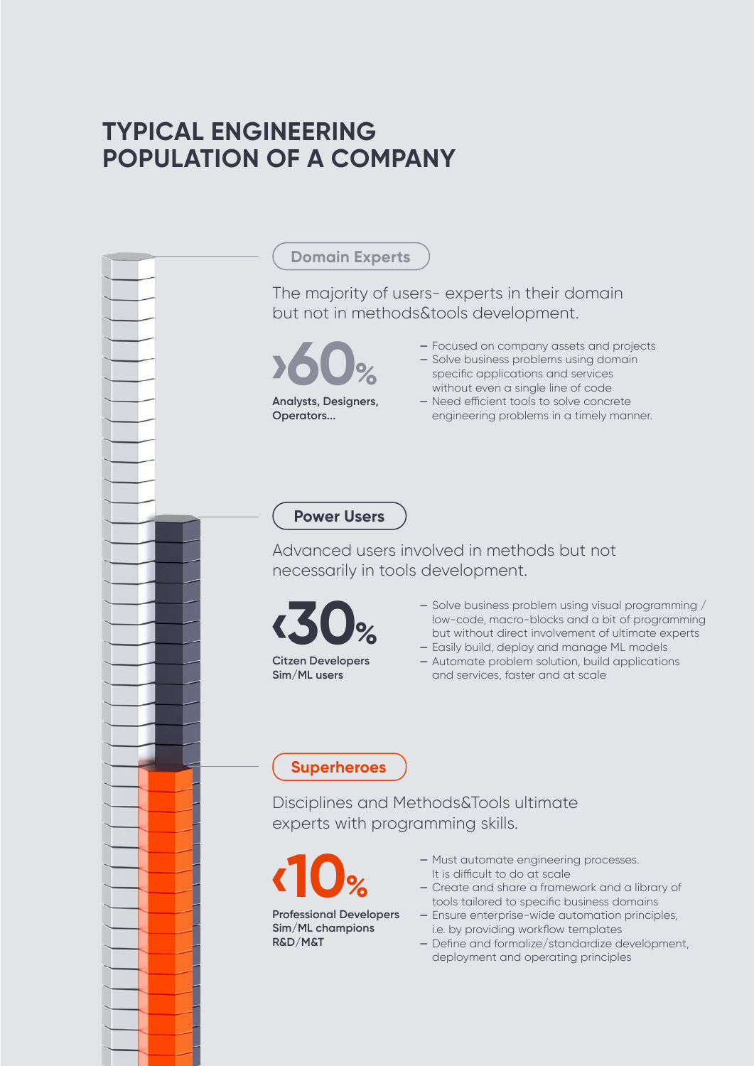# TYPICAL ENGINEERING POPULATION OF A COMPANY

## Domain Experts

The majority of users- experts in their domain but not in methods&tools development.

**›60%**

**Analysts, Designers, Operators...**

- Focused on company assets and projects
- Solve business problems using domain specific applications and services without even a single line of code
- Need efficient tools to solve concrete engineering problems in a timely manner.

## Power Users

Advanced users involved in methods but not necessarily in tools development.

**‹30%**

**Citzen Developers**
**Sim/ML users**

- Solve business problem using visual programming / low-code, macro-blocks and a bit of programming but without direct involvement of ultimate experts
- Easily build, deploy and manage ML models
- Automate problem solution, build applications and services, faster and at scale

## Superheroes

Disciplines and Methods&Tools ultimate experts with programming skills.

**‹10%**

**Professional Developers**
**Sim/ML champions**
**R&D/M&T**

- Must automate engineering processes. It is difficult to do at scale
- Create and share a framework and a library of tools tailored to specific business domains
- Ensure enterprise-wide automation principles, i.e. by providing workflow templates
- Define and formalize/standardize development, deployment and operating principles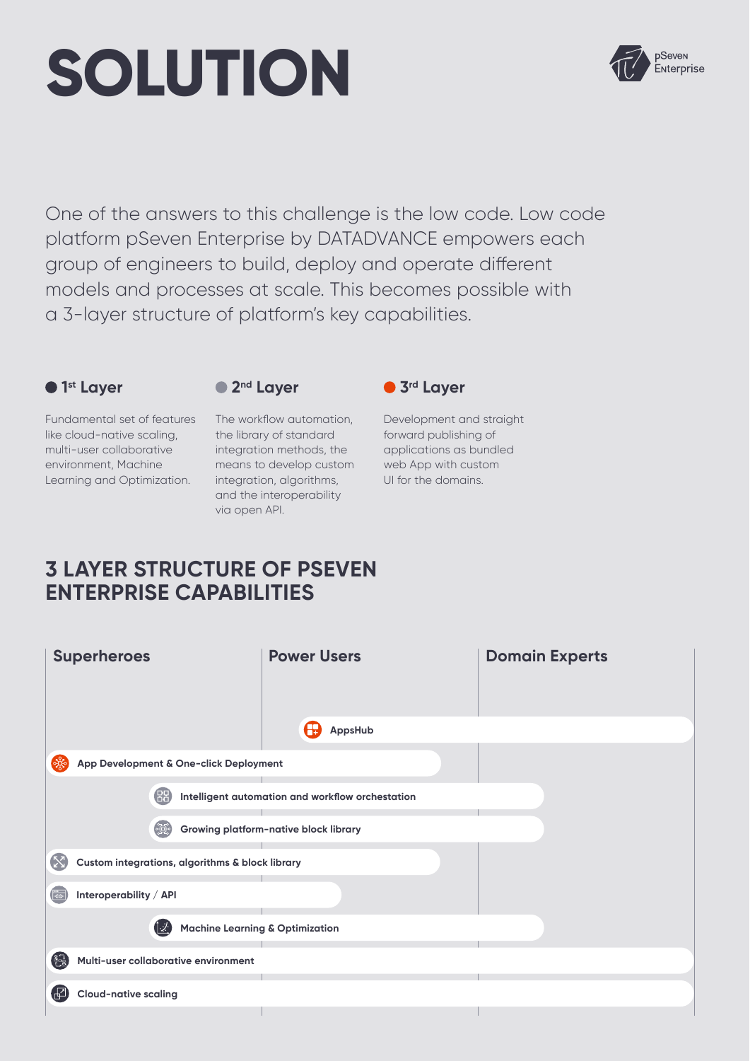# SOLUTION

One of the answers to this challenge is the low code. Low code platform pSeven Enterprise by DATADVANCE empowers each group of engineers to build, deploy and operate different models and processes at scale. This becomes possible with a 3-layer structure of platform's key capabilities.

### 1st Layer

Fundamental set of features like cloud-native scaling, multi-user collaborative environment, Machine Learning and Optimization.

### 2nd Layer

The workflow automation, the library of standard integration methods, the means to develop custom integration, algorithms, and the interoperability via open API.

### 3rd Layer

Development and straight forward publishing of applications as bundled web App with custom UI for the domains.

## 3 LAYER STRUCTURE OF PSEVEN ENTERPRISE CAPABILITIES

Superheroes | Power Users | Domain Experts

- AppsHub
- App Development & One-click Deployment
- Intelligent automation and workflow orchestation
- Growing platform-native block library
- Custom integrations, algorithms & block library
- Interoperability / API
- Machine Learning & Optimization
- Multi-user collaborative environment
- Cloud-native scaling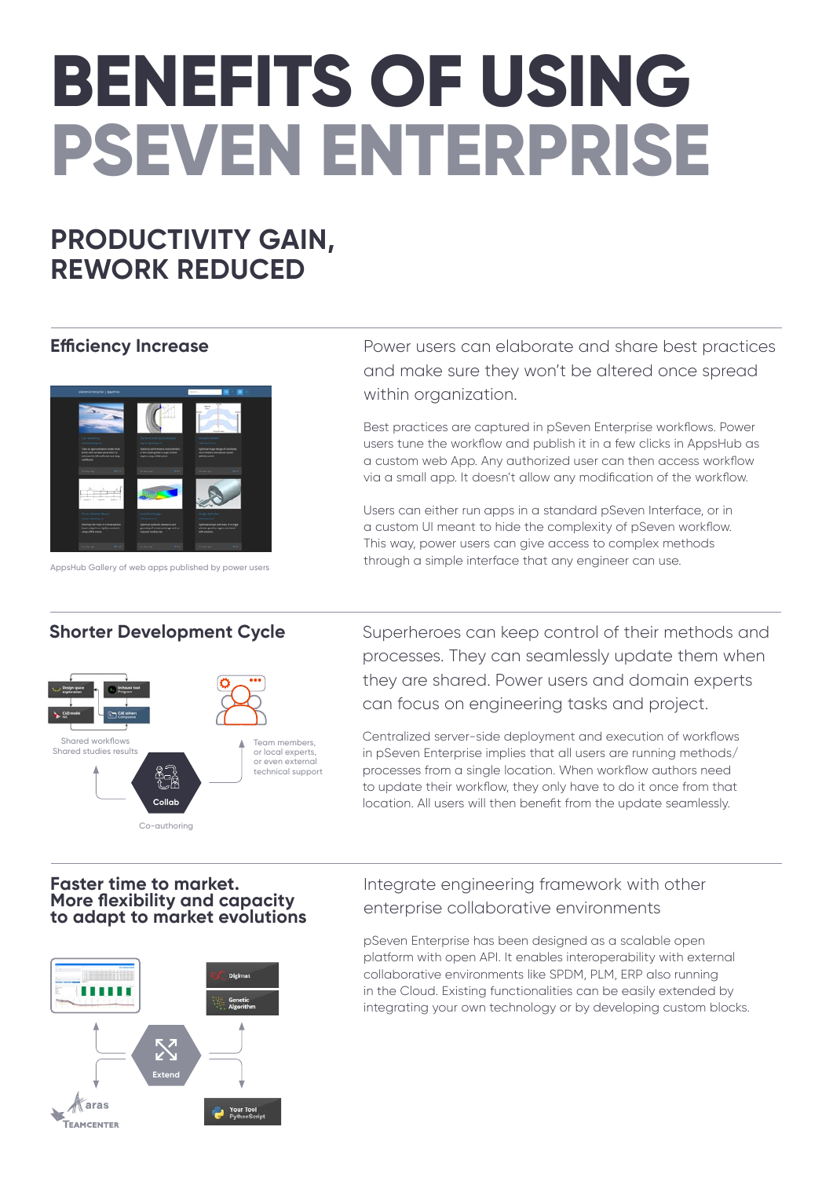# BENEFITS OF USING PSEVEN ENTERPRISE

## PRODUCTIVITY GAIN, REWORK REDUCED

### Efficiency Increase

AppsHub Gallery of web apps published by power users

Power users can elaborate and share best practices and make sure they won't be altered once spread within organization.

Best practices are captured in pSeven Enterprise workflows. Power users tune the workflow and publish it in a few clicks in AppsHub as a custom web App. Any authorized user can then access workflow via a small app. It doesn't allow any modification of the workflow.

Users can either run apps in a standard pSeven Interface, or in a custom UI meant to hide the complexity of pSeven workflow. This way, power users can give access to complex methods through a simple interface that any engineer can use.

### Shorter Development Cycle

Shared workflows
Shared studies results

Team members, or local experts, or even external technical support

Collab

Co-authoring

Superheroes can keep control of their methods and processes. They can seamlessly update them when they are shared. Power users and domain experts can focus on engineering tasks and project.

Centralized server-side deployment and execution of workflows in pSeven Enterprise implies that all users are running methods/processes from a single location. When workflow authors need to update their workflow, they only have to do it once from that location. All users will then benefit from the update seamlessly.

### Faster time to market. More flexibility and capacity to adapt to market evolutions

Extend

Integrate engineering framework with other enterprise collaborative environments

pSeven Enterprise has been designed as a scalable open platform with open API. It enables interoperability with external collaborative environments like SPDM, PLM, ERP also running in the Cloud. Existing functionalities can be easily extended by integrating your own technology or by developing custom blocks.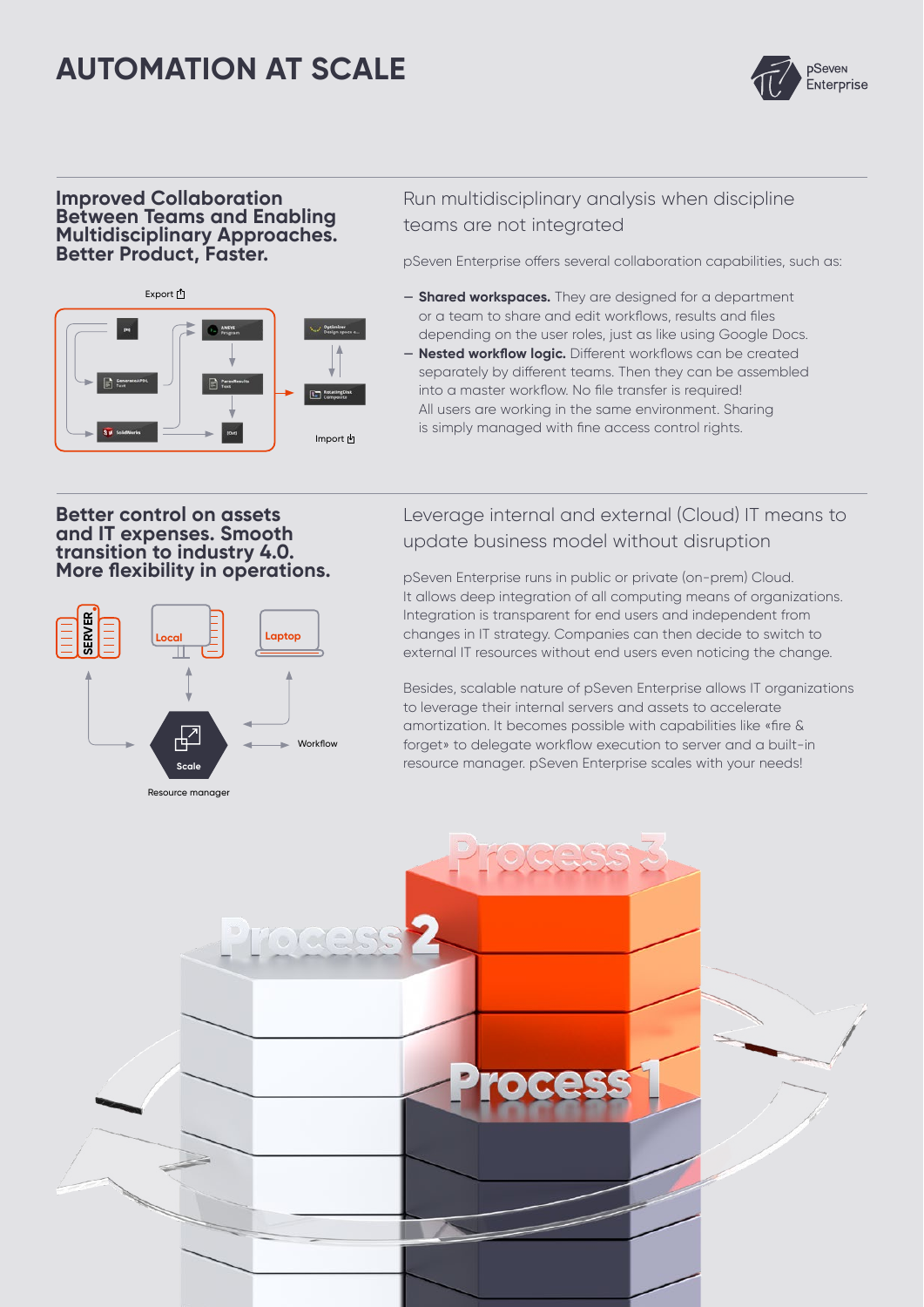# AUTOMATION AT SCALE

## Improved Collaboration Between Teams and Enabling Multidisciplinary Approaches. Better Product, Faster.

### Run multidisciplinary analysis when discipline teams are not integrated

pSeven Enterprise offers several collaboration capabilities, such as:

- **Shared workspaces.** They are designed for a department or a team to share and edit workflows, results and files depending on the user roles, just as like using Google Docs.
- **Nested workflow logic.** Different workflows can be created separately by different teams. Then they can be assembled into a master workflow. No file transfer is required! All users are working in the same environment. Sharing is simply managed with fine access control rights.

## Better control on assets and IT expenses. Smooth transition to industry 4.0. More flexibility in operations.

### Leverage internal and external (Cloud) IT means to update business model without disruption

pSeven Enterprise runs in public or private (on-prem) Cloud. It allows deep integration of all computing means of organizations. Integration is transparent for end users and independent from changes in IT strategy. Companies can then decide to switch to external IT resources without end users even noticing the change.

Besides, scalable nature of pSeven Enterprise allows IT organizations to leverage their internal servers and assets to accelerate amortization. It becomes possible with capabilities like «fire & forget» to delegate workflow execution to server and a built-in resource manager. pSeven Enterprise scales with your needs!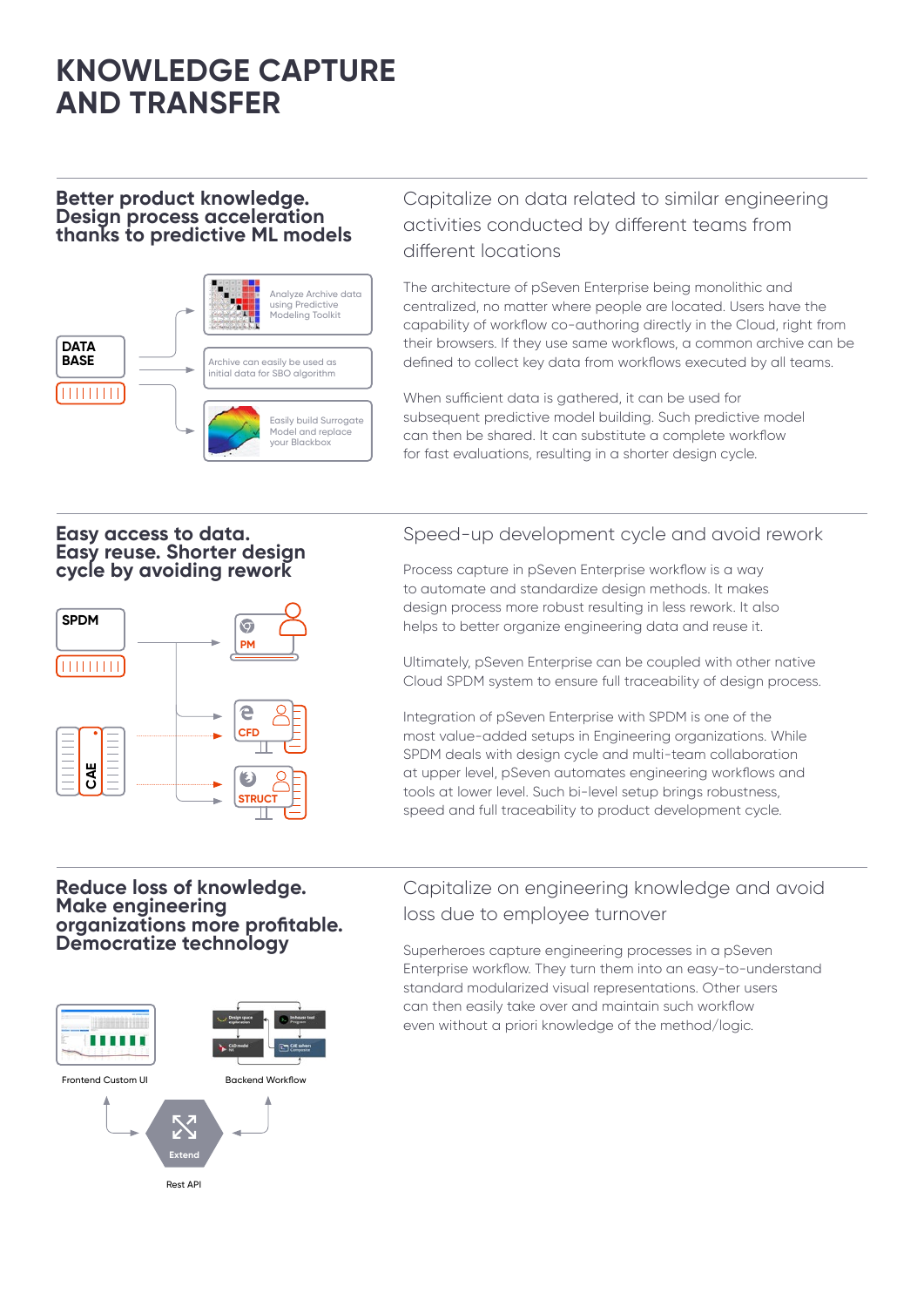# KNOWLEDGE CAPTURE AND TRANSFER

## Better product knowledge. Design process acceleration thanks to predictive ML models

DATA BASE

Analyze Archive data using Predictive Modeling Toolkit

Archive can easily be used as initial data for SBO algorithm

Easily build Surrogate Model and replace your Blackbox

### Capitalize on data related to similar engineering activities conducted by different teams from different locations

The architecture of pSeven Enterprise being monolithic and centralized, no matter where people are located. Users have the capability of workflow co-authoring directly in the Cloud, right from their browsers. If they use same workflows, a common archive can be defined to collect key data from workflows executed by all teams.

When sufficient data is gathered, it can be used for subsequent predictive model building. Such predictive model can then be shared. It can substitute a complete workflow for fast evaluations, resulting in a shorter design cycle.

## Easy access to data. Easy reuse. Shorter design cycle by avoiding rework

SPDM

CAE

PM

CFD

STRUCT

### Speed-up development cycle and avoid rework

Process capture in pSeven Enterprise workflow is a way to automate and standardize design methods. It makes design process more robust resulting in less rework. It also helps to better organize engineering data and reuse it.

Ultimately, pSeven Enterprise can be coupled with other native Cloud SPDM system to ensure full traceability of design process.

Integration of pSeven Enterprise with SPDM is one of the most value-added setups in Engineering organizations. While SPDM deals with design cycle and multi-team collaboration at upper level, pSeven automates engineering workflows and tools at lower level. Such bi-level setup brings robustness, speed and full traceability to product development cycle.

## Reduce loss of knowledge. Make engineering organizations more profitable. Democratize technology

Frontend Custom UI

Backend Workflow

Extend

Rest API

### Capitalize on engineering knowledge and avoid loss due to employee turnover

Superheroes capture engineering processes in a pSeven Enterprise workflow. They turn them into an easy-to-understand standard modularized visual representations. Other users can then easily take over and maintain such workflow even without a priori knowledge of the method/logic.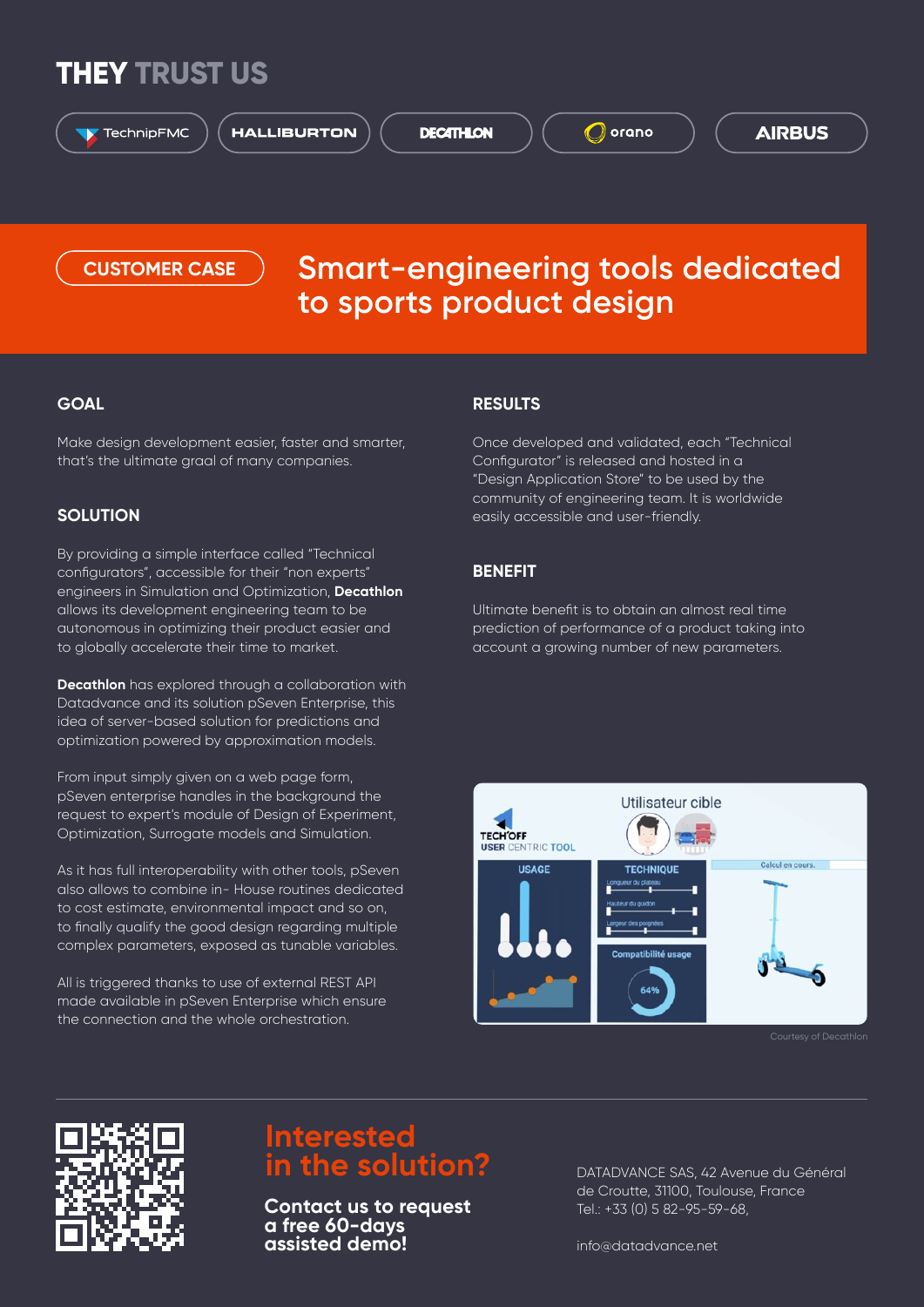## THEY TRUST US

TechnipFMC | HALLIBURTON | DECATHLON | orano | AIRBUS

CUSTOMER CASE

# Smart-engineering tools dedicated to sports product design

### GOAL

Make design development easier, faster and smarter, that's the ultimate graal of many companies.

### SOLUTION

By providing a simple interface called "Technical configurators", accessible for their "non experts" engineers in Simulation and Optimization, **Decathlon** allows its development engineering team to be autonomous in optimizing their product easier and to globally accelerate their time to market.

**Decathlon** has explored through a collaboration with Datadvance and its solution pSeven Enterprise, this idea of server-based solution for predictions and optimization powered by approximation models.

From input simply given on a web page form, pSeven enterprise handles in the background the request to expert's module of Design of Experiment, Optimization, Surrogate models and Simulation.

As it has full interoperability with other tools, pSeven also allows to combine in- House routines dedicated to cost estimate, environmental impact and so on, to finally qualify the good design regarding multiple complex parameters, exposed as tunable variables.

All is triggered thanks to use of external REST API made available in pSeven Enterprise which ensure the connection and the whole orchestration.

### RESULTS

Once developed and validated, each "Technical Configurator" is released and hosted in a "Design Application Store" to be used by the community of engineering team. It is worldwide easily accessible and user-friendly.

### BENEFIT

Ultimate benefit is to obtain an almost real time prediction of performance of a product taking into account a growing number of new parameters.

Courtesy of Decathlon

## Interested in the solution?

**Contact us to request a free 60-days assisted demo!**

DATADVANCE SAS, 42 Avenue du Général de Croutte, 31100, Toulouse, France
Tel.: +33 (0) 5 82-95-59-68,

info@datadvance.net